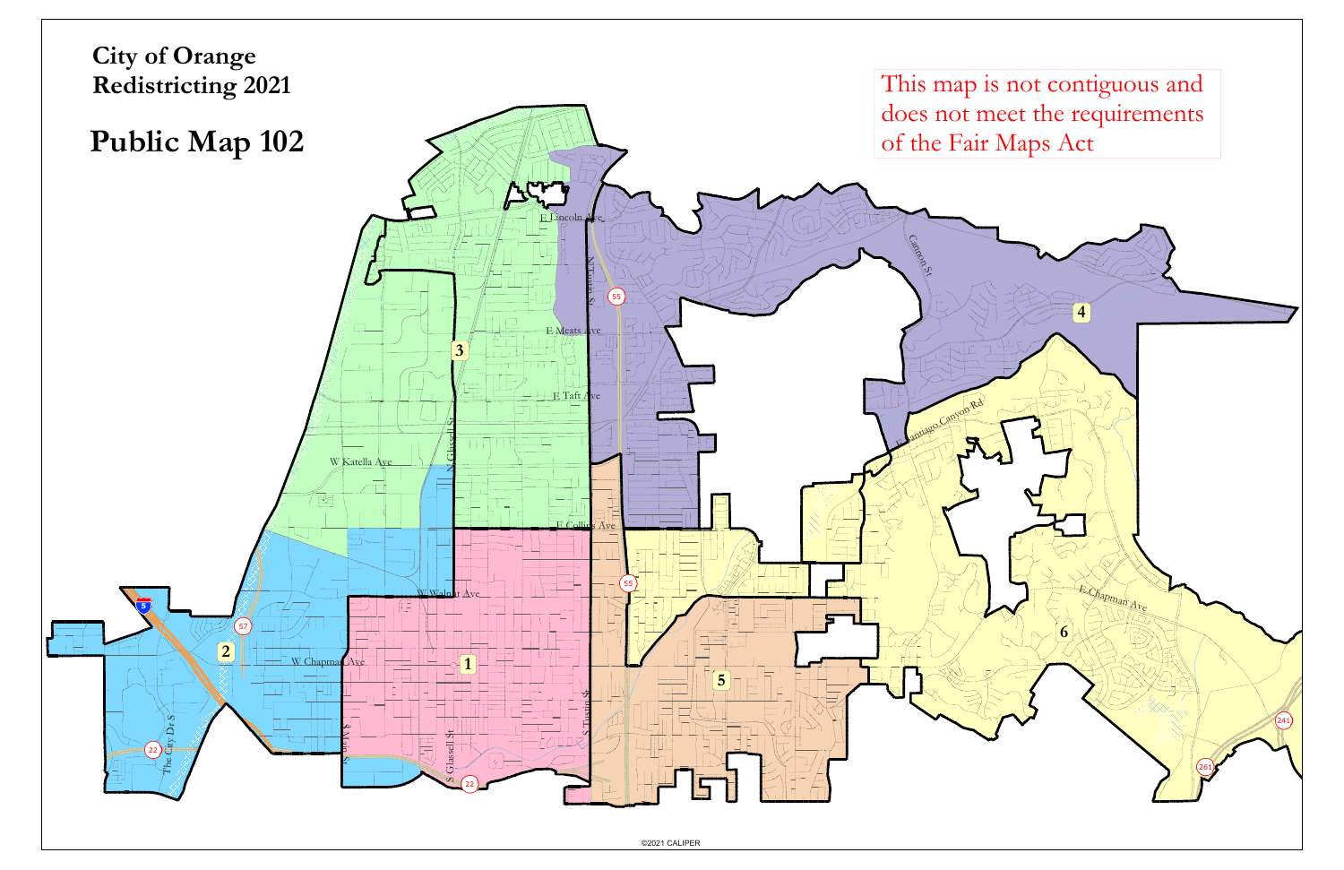# City of Orange
## Redistricting 2021

# Public Map 102

This map is not contiguous and does not meet the requirements of the Fair Maps Act

©2021 CALIPER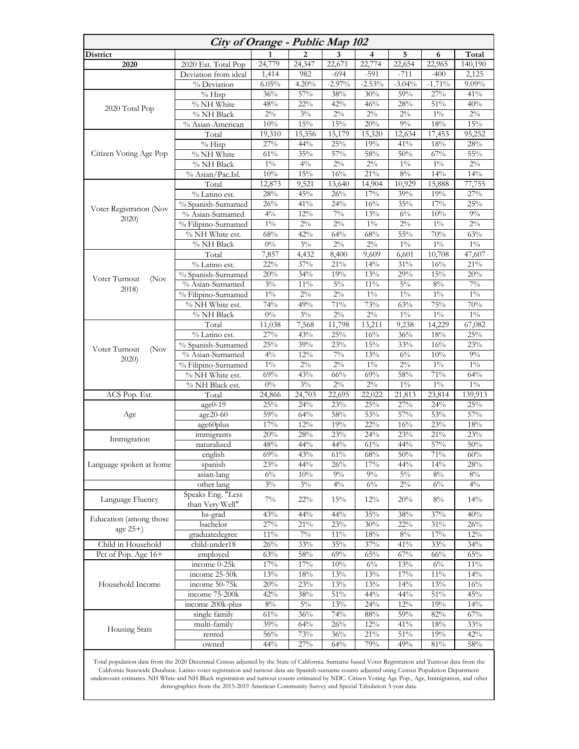# City of Orange - Public Map 102

| District | | 1 | 2 | 3 | 4 | 5 | 6 | Total |
|---|---|---|---|---|---|---|---|---|
| 2020 | 2020 Est. Total Pop | 24,779 | 24,347 | 22,671 | 22,774 | 22,654 | 22,965 | 140,190 |
| | Deviation from ideal | 1,414 | 982 | -694 | -591 | -711 | -400 | 2,125 |
| | % Deviation | 6.05% | 4.20% | -2.97% | -2.53% | -3.04% | -1.71% | 9.09% |
| 2020 Total Pop | % Hisp | 36% | 57% | 38% | 30% | 59% | 27% | 41% |
| | % NH White | 48% | 22% | 42% | 46% | 28% | 51% | 40% |
| | % NH Black | 2% | 3% | 2% | 2% | 2% | 1% | 2% |
| | % Asian-American | 10% | 15% | 15% | 20% | 9% | 18% | 15% |
| Citizen Voting Age Pop | Total | 19,310 | 15,356 | 15,179 | 15,320 | 12,634 | 17,453 | 95,252 |
| | % Hisp | 27% | 44% | 25% | 19% | 41% | 18% | 28% |
| | % NH White | 61% | 35% | 57% | 58% | 50% | 67% | 55% |
| | % NH Black | 1% | 4% | 2% | 2% | 1% | 1% | 2% |
| | % Asian/Pac.Isl. | 10% | 15% | 16% | 21% | 8% | 14% | 14% |
| Voter Registration (Nov 2020) | Total | 12,873 | 9,521 | 13,640 | 14,904 | 10,929 | 15,888 | 77,755 |
| | % Latino est. | 28% | 45% | 26% | 17% | 39% | 19% | 27% |
| | % Spanish-Surnamed | 26% | 41% | 24% | 16% | 35% | 17% | 25% |
| | % Asian-Surnamed | 4% | 12% | 7% | 13% | 6% | 10% | 9% |
| | % Filipino-Surnamed | 1% | 2% | 2% | 1% | 2% | 1% | 2% |
| | % NH White est. | 68% | 42% | 64% | 68% | 55% | 70% | 63% |
| | % NH Black | 0% | 3% | 2% | 2% | 1% | 1% | 1% |
| Voter Turnout (Nov 2018) | Total | 7,857 | 4,432 | 8,400 | 9,609 | 6,601 | 10,708 | 47,607 |
| | % Latino est. | 22% | 37% | 21% | 14% | 31% | 16% | 21% |
| | % Spanish-Surnamed | 20% | 34% | 19% | 13% | 29% | 15% | 20% |
| | % Asian-Surnamed | 3% | 11% | 5% | 11% | 5% | 8% | 7% |
| | % Filipino-Surnamed | 1% | 2% | 2% | 1% | 1% | 1% | 1% |
| | % NH White est. | 74% | 49% | 71% | 73% | 63% | 75% | 70% |
| | % NH Black | 0% | 3% | 2% | 2% | 1% | 1% | 1% |
| Voter Turnout (Nov 2020) | Total | 11,038 | 7,568 | 11,798 | 13,211 | 9,238 | 14,229 | 67,082 |
| | % Latino est. | 27% | 43% | 25% | 16% | 36% | 18% | 25% |
| | % Spanish-Surnamed | 25% | 39% | 23% | 15% | 33% | 16% | 23% |
| | % Asian-Surnamed | 4% | 12% | 7% | 13% | 6% | 10% | 9% |
| | % Filipino-Surnamed | 1% | 2% | 2% | 1% | 2% | 1% | 1% |
| | % NH White est. | 69% | 43% | 66% | 69% | 58% | 71% | 64% |
| | % NH Black est. | 0% | 3% | 2% | 2% | 1% | 1% | 1% |
| ACS Pop. Est. | Total | 24,866 | 24,703 | 22,695 | 22,022 | 21,813 | 23,814 | 139,913 |
| Age | age0-19 | 25% | 24% | 23% | 25% | 27% | 24% | 25% |
| | age20-60 | 59% | 64% | 58% | 53% | 57% | 53% | 57% |
| | age60plus | 17% | 12% | 19% | 22% | 16% | 23% | 18% |
| Immigration | immigrants | 20% | 28% | 23% | 24% | 23% | 21% | 23% |
| | naturalized | 48% | 44% | 44% | 61% | 44% | 57% | 50% |
| Language spoken at home | english | 69% | 43% | 61% | 68% | 50% | 71% | 60% |
| | spanish | 23% | 44% | 26% | 17% | 44% | 14% | 28% |
| | asian-lang | 6% | 10% | 9% | 9% | 5% | 8% | 8% |
| | other lang | 3% | 3% | 4% | 6% | 2% | 6% | 4% |
| Language Fluency | Speaks Eng. "Less than Very Well" | 7% | 22% | 15% | 12% | 20% | 8% | 14% |
| Education (among those age 25+) | hs-grad | 43% | 44% | 44% | 35% | 38% | 37% | 40% |
| | bachelor | 27% | 21% | 23% | 30% | 22% | 31% | 26% |
| | graduatedegree | 11% | 7% | 11% | 18% | 8% | 17% | 12% |
| Child in Household | child-under18 | 26% | 33% | 35% | 37% | 41% | 33% | 34% |
| Pct of Pop. Age 16+ | employed | 63% | 58% | 69% | 65% | 67% | 66% | 65% |
| Household Income | income 0-25k | 17% | 17% | 10% | 6% | 13% | 6% | 11% |
| | income 25-50k | 13% | 18% | 13% | 13% | 17% | 11% | 14% |
| | income 50-75k | 20% | 23% | 13% | 13% | 14% | 13% | 16% |
| | income 75-200k | 42% | 38% | 51% | 44% | 44% | 51% | 45% |
| | income 200k-plus | 8% | 5% | 13% | 24% | 12% | 19% | 14% |
| Housing Stats | single family | 61% | 36% | 74% | 88% | 59% | 82% | 67% |
| | multi-family | 39% | 64% | 26% | 12% | 41% | 18% | 33% |
| | rented | 56% | 73% | 36% | 21% | 51% | 19% | 42% |
| | owned | 44% | 27% | 64% | 79% | 49% | 81% | 58% |

Total population data from the 2020 Decennial Census adjusted by the State of California. Surname-based Voter Registration and Turnout data from the California Statewide Database. Latino voter registration and turnout data are Spanish-surname counts adjusted using Census Population Department undercount estimates. NH White and NH Black registration and turnout counts estimated by NDC. Citizen Voting Age Pop., Age, Immigration, and other demographics from the 2015-2019 American Community Survey and Special Tabulation 5-year data.